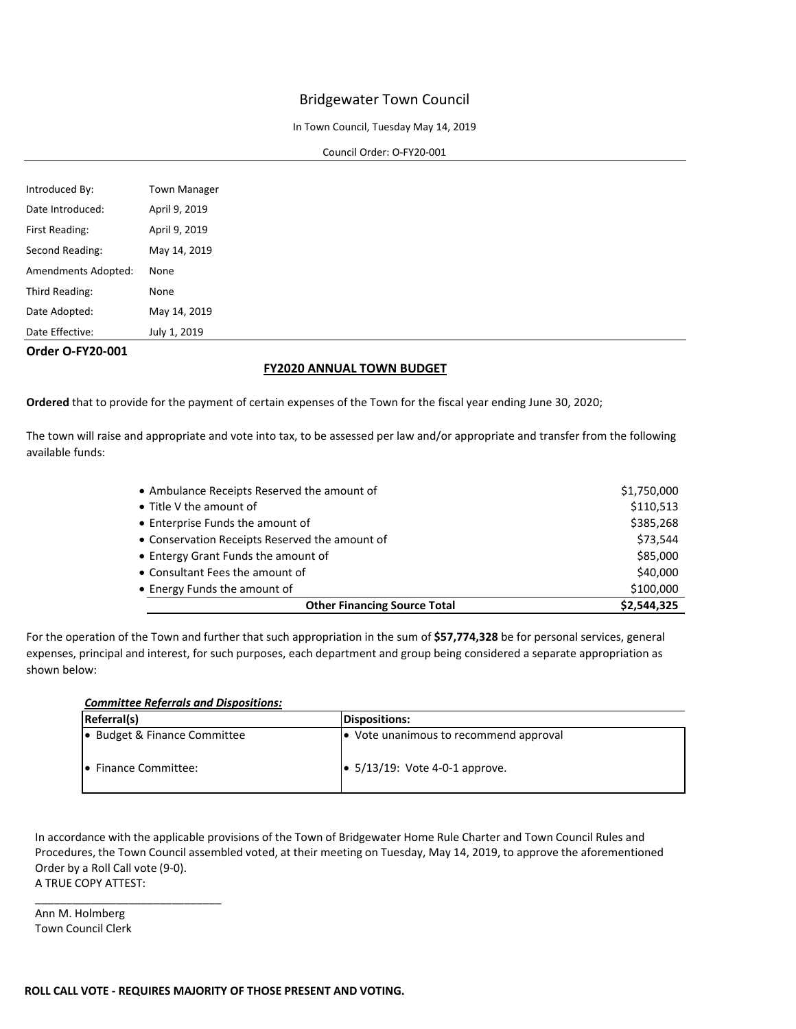# Bridgewater Town Council

In Town Council, Tuesday May 14, 2019

Council Order: O-FY20-001

| | |
|---|---|
| Introduced By: | Town Manager |
| Date Introduced: | April 9, 2019 |
| First Reading: | April 9, 2019 |
| Second Reading: | May 14, 2019 |
| Amendments Adopted: | None |
| Third Reading: | None |
| Date Adopted: | May 14, 2019 |
| Date Effective: | July 1, 2019 |

**Order O-FY20-001**

## FY2020 ANNUAL TOWN BUDGET

**Ordered** that to provide for the payment of certain expenses of the Town for the fiscal year ending June 30, 2020;

The town will raise and appropriate and vote into tax, to be assessed per law and/or appropriate and transfer from the following available funds:

| | |
|---|---|
| • Ambulance Receipts Reserved the amount of | $1,750,000 |
| • Title V the amount of | $110,513 |
| • Enterprise Funds the amount of | $385,268 |
| • Conservation Receipts Reserved the amount of | $73,544 |
| • Entergy Grant Funds the amount of | $85,000 |
| • Consultant Fees the amount of | $40,000 |
| • Energy Funds the amount of | $100,000 |
| **Other Financing Source Total** | **$2,544,325** |

For the operation of the Town and further that such appropriation in the sum of **$57,774,328** be for personal services, general expenses, principal and interest, for such purposes, each department and group being considered a separate appropriation as shown below:

***Committee Referrals and Dispositions:***

| Referral(s) | Dispositions: |
|---|---|
| • Budget & Finance Committee | • Vote unanimous to recommend approval |
| • Finance Committee: | • 5/13/19: Vote 4-0-1 approve. |

In accordance with the applicable provisions of the Town of Bridgewater Home Rule Charter and Town Council Rules and Procedures, the Town Council assembled voted, at their meeting on Tuesday, May 14, 2019, to approve the aforementioned Order by a Roll Call vote (9-0).

A TRUE COPY ATTEST:

_______________________________

Ann M. Holmberg
Town Council Clerk

**ROLL CALL VOTE - REQUIRES MAJORITY OF THOSE PRESENT AND VOTING.**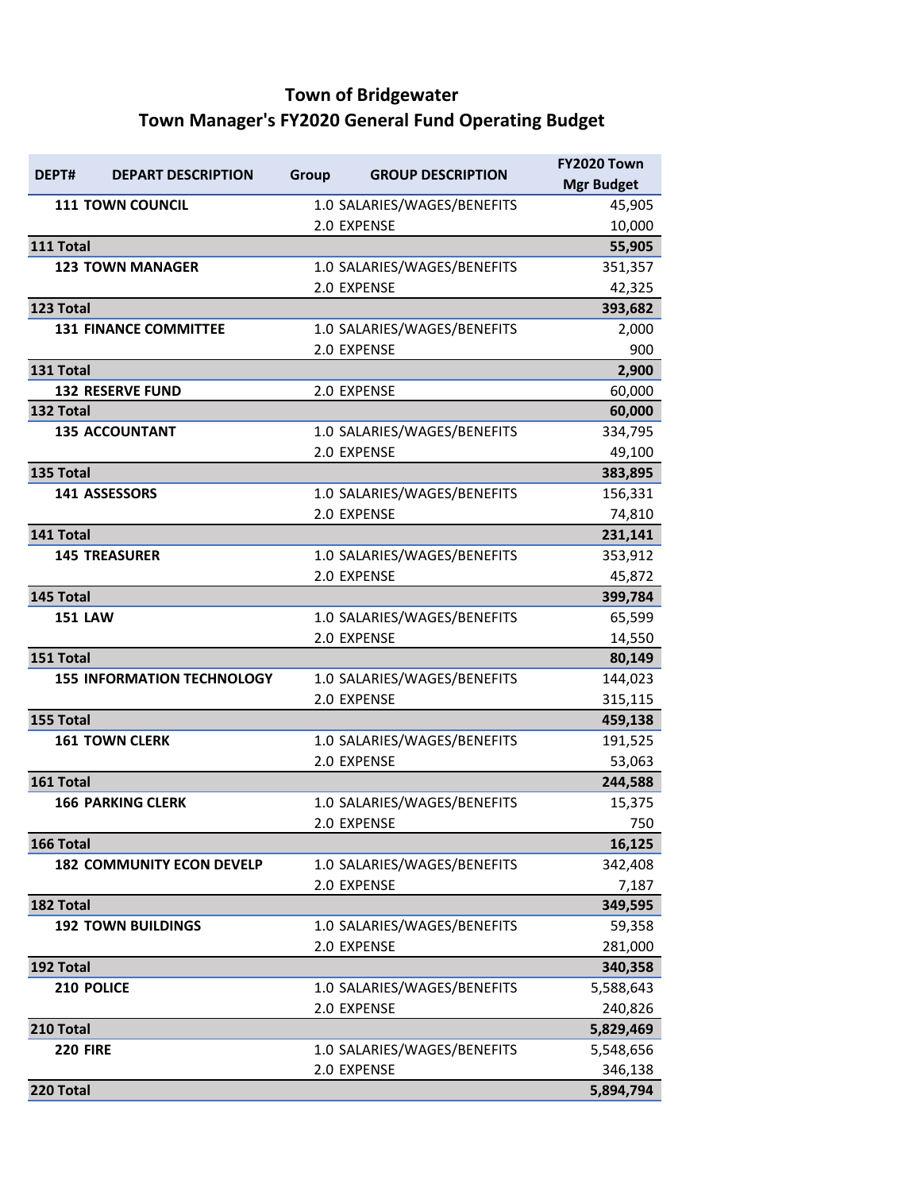# Town of Bridgewater
## Town Manager's FY2020 General Fund Operating Budget

| DEPT# | DEPART DESCRIPTION | Group | GROUP DESCRIPTION | FY2020 Town Mgr Budget |
|---|---|---|---|---|
| 111 | TOWN COUNCIL | 1.0 | SALARIES/WAGES/BENEFITS | 45,905 |
| | | 2.0 | EXPENSE | 10,000 |
| **111 Total** | | | | **55,905** |
| 123 | TOWN MANAGER | 1.0 | SALARIES/WAGES/BENEFITS | 351,357 |
| | | 2.0 | EXPENSE | 42,325 |
| **123 Total** | | | | **393,682** |
| 131 | FINANCE COMMITTEE | 1.0 | SALARIES/WAGES/BENEFITS | 2,000 |
| | | 2.0 | EXPENSE | 900 |
| **131 Total** | | | | **2,900** |
| 132 | RESERVE FUND | 2.0 | EXPENSE | 60,000 |
| **132 Total** | | | | **60,000** |
| 135 | ACCOUNTANT | 1.0 | SALARIES/WAGES/BENEFITS | 334,795 |
| | | 2.0 | EXPENSE | 49,100 |
| **135 Total** | | | | **383,895** |
| 141 | ASSESSORS | 1.0 | SALARIES/WAGES/BENEFITS | 156,331 |
| | | 2.0 | EXPENSE | 74,810 |
| **141 Total** | | | | **231,141** |
| 145 | TREASURER | 1.0 | SALARIES/WAGES/BENEFITS | 353,912 |
| | | 2.0 | EXPENSE | 45,872 |
| **145 Total** | | | | **399,784** |
| 151 | LAW | 1.0 | SALARIES/WAGES/BENEFITS | 65,599 |
| | | 2.0 | EXPENSE | 14,550 |
| **151 Total** | | | | **80,149** |
| 155 | INFORMATION TECHNOLOGY | 1.0 | SALARIES/WAGES/BENEFITS | 144,023 |
| | | 2.0 | EXPENSE | 315,115 |
| **155 Total** | | | | **459,138** |
| 161 | TOWN CLERK | 1.0 | SALARIES/WAGES/BENEFITS | 191,525 |
| | | 2.0 | EXPENSE | 53,063 |
| **161 Total** | | | | **244,588** |
| 166 | PARKING CLERK | 1.0 | SALARIES/WAGES/BENEFITS | 15,375 |
| | | 2.0 | EXPENSE | 750 |
| **166 Total** | | | | **16,125** |
| 182 | COMMUNITY ECON DEVELP | 1.0 | SALARIES/WAGES/BENEFITS | 342,408 |
| | | 2.0 | EXPENSE | 7,187 |
| **182 Total** | | | | **349,595** |
| 192 | TOWN BUILDINGS | 1.0 | SALARIES/WAGES/BENEFITS | 59,358 |
| | | 2.0 | EXPENSE | 281,000 |
| **192 Total** | | | | **340,358** |
| 210 | POLICE | 1.0 | SALARIES/WAGES/BENEFITS | 5,588,643 |
| | | 2.0 | EXPENSE | 240,826 |
| **210 Total** | | | | **5,829,469** |
| 220 | FIRE | 1.0 | SALARIES/WAGES/BENEFITS | 5,548,656 |
| | | 2.0 | EXPENSE | 346,138 |
| **220 Total** | | | | **5,894,794** |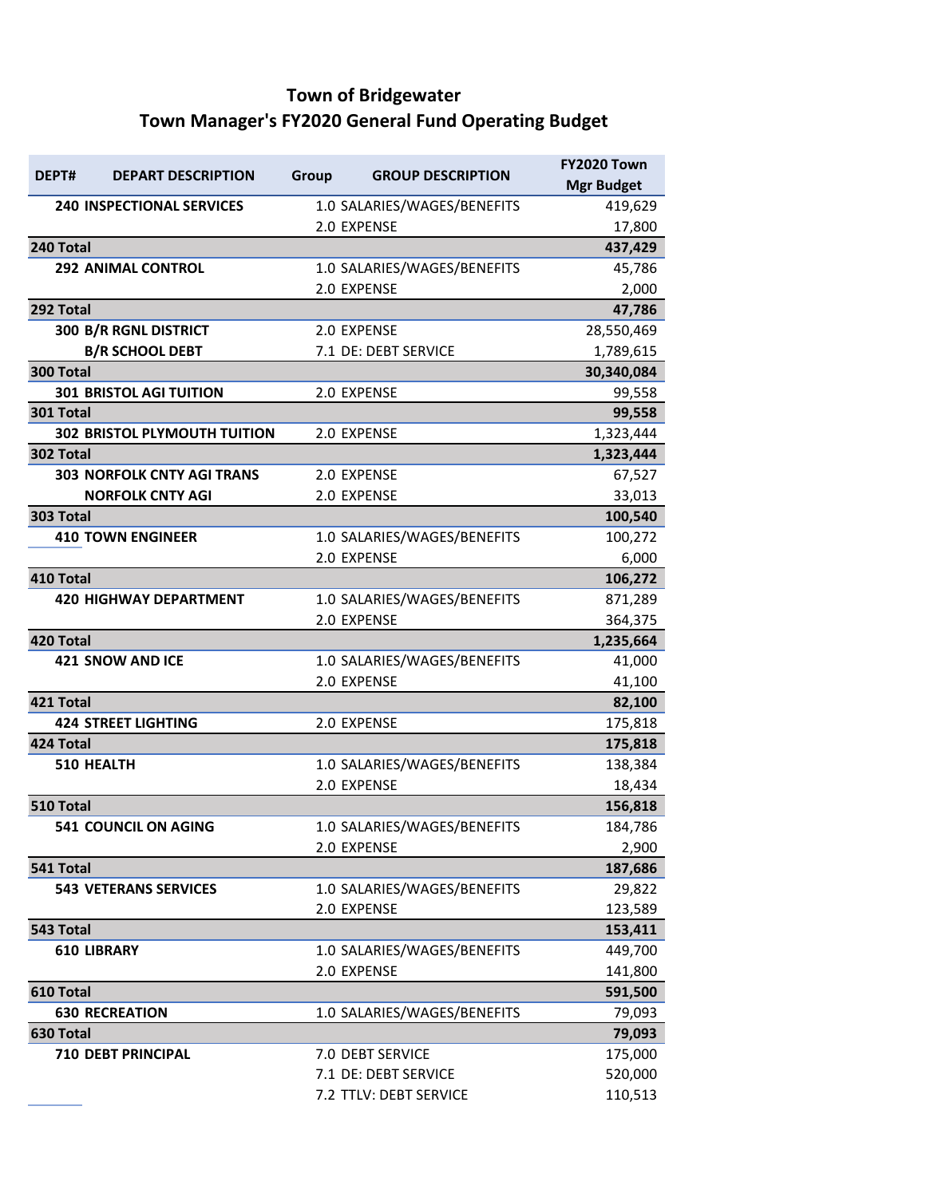# Town of Bridgewater

## Town Manager's FY2020 General Fund Operating Budget

| DEPT# | DEPART DESCRIPTION | Group | GROUP DESCRIPTION | FY2020 Town Mgr Budget |
|---|---|---|---|---|
| 240 | INSPECTIONAL SERVICES | 1.0 | SALARIES/WAGES/BENEFITS | 419,629 |
| | | 2.0 | EXPENSE | 17,800 |
| **240 Total** | | | | **437,429** |
| 292 | ANIMAL CONTROL | 1.0 | SALARIES/WAGES/BENEFITS | 45,786 |
| | | 2.0 | EXPENSE | 2,000 |
| **292 Total** | | | | **47,786** |
| 300 | B/R RGNL DISTRICT | 2.0 | EXPENSE | 28,550,469 |
| | B/R SCHOOL DEBT | 7.1 | DE: DEBT SERVICE | 1,789,615 |
| **300 Total** | | | | **30,340,084** |
| 301 | BRISTOL AGI TUITION | 2.0 | EXPENSE | 99,558 |
| **301 Total** | | | | **99,558** |
| 302 | BRISTOL PLYMOUTH TUITION | 2.0 | EXPENSE | 1,323,444 |
| **302 Total** | | | | **1,323,444** |
| 303 | NORFOLK CNTY AGI TRANS | 2.0 | EXPENSE | 67,527 |
| | NORFOLK CNTY AGI | 2.0 | EXPENSE | 33,013 |
| **303 Total** | | | | **100,540** |
| 410 | TOWN ENGINEER | 1.0 | SALARIES/WAGES/BENEFITS | 100,272 |
| | | 2.0 | EXPENSE | 6,000 |
| **410 Total** | | | | **106,272** |
| 420 | HIGHWAY DEPARTMENT | 1.0 | SALARIES/WAGES/BENEFITS | 871,289 |
| | | 2.0 | EXPENSE | 364,375 |
| **420 Total** | | | | **1,235,664** |
| 421 | SNOW AND ICE | 1.0 | SALARIES/WAGES/BENEFITS | 41,000 |
| | | 2.0 | EXPENSE | 41,100 |
| **421 Total** | | | | **82,100** |
| 424 | STREET LIGHTING | 2.0 | EXPENSE | 175,818 |
| **424 Total** | | | | **175,818** |
| 510 | HEALTH | 1.0 | SALARIES/WAGES/BENEFITS | 138,384 |
| | | 2.0 | EXPENSE | 18,434 |
| **510 Total** | | | | **156,818** |
| 541 | COUNCIL ON AGING | 1.0 | SALARIES/WAGES/BENEFITS | 184,786 |
| | | 2.0 | EXPENSE | 2,900 |
| **541 Total** | | | | **187,686** |
| 543 | VETERANS SERVICES | 1.0 | SALARIES/WAGES/BENEFITS | 29,822 |
| | | 2.0 | EXPENSE | 123,589 |
| **543 Total** | | | | **153,411** |
| 610 | LIBRARY | 1.0 | SALARIES/WAGES/BENEFITS | 449,700 |
| | | 2.0 | EXPENSE | 141,800 |
| **610 Total** | | | | **591,500** |
| 630 | RECREATION | 1.0 | SALARIES/WAGES/BENEFITS | 79,093 |
| **630 Total** | | | | **79,093** |
| 710 | DEBT PRINCIPAL | 7.0 | DEBT SERVICE | 175,000 |
| | | 7.1 | DE: DEBT SERVICE | 520,000 |
| | | 7.2 | TTLV: DEBT SERVICE | 110,513 |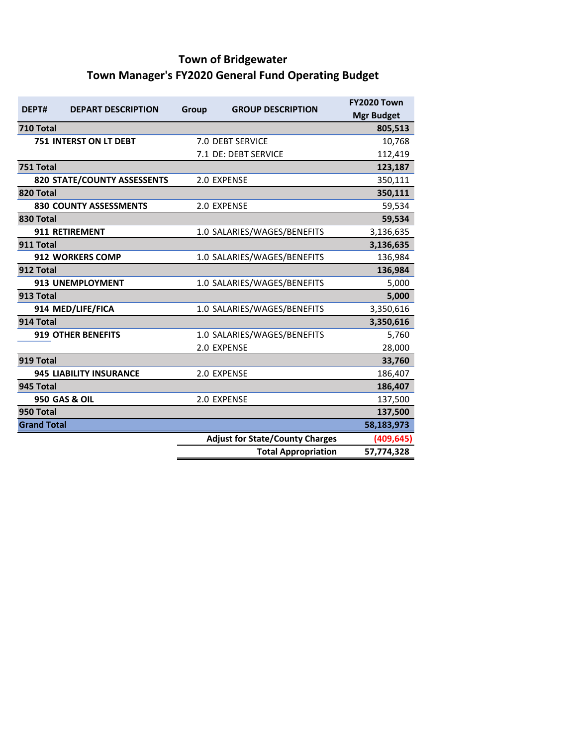# Town of Bridgewater
## Town Manager's FY2020 General Fund Operating Budget

| DEPT# | DEPART DESCRIPTION | Group | GROUP DESCRIPTION | FY2020 Town Mgr Budget |
|---|---|---|---|---|
| **710 Total** | | | | **805,513** |
| **751** | **INTERST ON LT DEBT** | 7.0 | DEBT SERVICE | 10,768 |
| | | 7.1 | DE: DEBT SERVICE | 112,419 |
| **751 Total** | | | | **123,187** |
| **820** | **STATE/COUNTY ASSESSENTS** | 2.0 | EXPENSE | 350,111 |
| **820 Total** | | | | **350,111** |
| **830** | **COUNTY ASSESSMENTS** | 2.0 | EXPENSE | 59,534 |
| **830 Total** | | | | **59,534** |
| **911** | **RETIREMENT** | 1.0 | SALARIES/WAGES/BENEFITS | 3,136,635 |
| **911 Total** | | | | **3,136,635** |
| **912** | **WORKERS COMP** | 1.0 | SALARIES/WAGES/BENEFITS | 136,984 |
| **912 Total** | | | | **136,984** |
| **913** | **UNEMPLOYMENT** | 1.0 | SALARIES/WAGES/BENEFITS | 5,000 |
| **913 Total** | | | | **5,000** |
| **914** | **MED/LIFE/FICA** | 1.0 | SALARIES/WAGES/BENEFITS | 3,350,616 |
| **914 Total** | | | | **3,350,616** |
| **919** | **OTHER BENEFITS** | 1.0 | SALARIES/WAGES/BENEFITS | 5,760 |
| | | 2.0 | EXPENSE | 28,000 |
| **919 Total** | | | | **33,760** |
| **945** | **LIABILITY INSURANCE** | 2.0 | EXPENSE | 186,407 |
| **945 Total** | | | | **186,407** |
| **950** | **GAS & OIL** | 2.0 | EXPENSE | 137,500 |
| **950 Total** | | | | **137,500** |
| **Grand Total** | | | | **58,183,973** |
| | | | **Adjust for State/County Charges** | **(409,645)** |
| | | | **Total Appropriation** | **57,774,328** |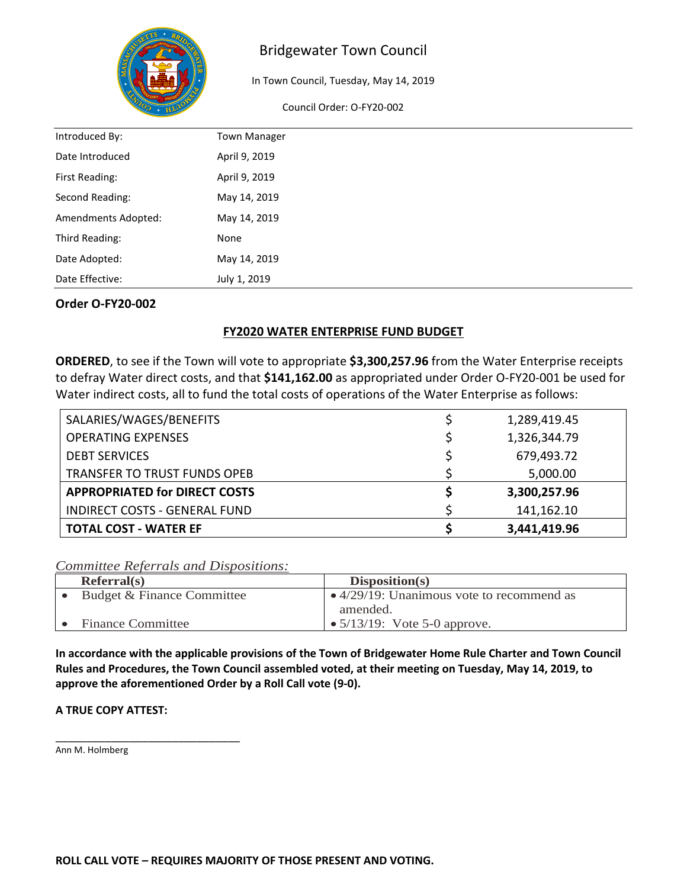Bridgewater Town Council

In Town Council, Tuesday, May 14, 2019

Council Order: O-FY20-002

| | |
|---|---|
| Introduced By: | Town Manager |
| Date Introduced | April 9, 2019 |
| First Reading: | April 9, 2019 |
| Second Reading: | May 14, 2019 |
| Amendments Adopted: | May 14, 2019 |
| Third Reading: | None |
| Date Adopted: | May 14, 2019 |
| Date Effective: | July 1, 2019 |

**Order O-FY20-002**

## FY2020 WATER ENTERPRISE FUND BUDGET

**ORDERED**, to see if the Town will vote to appropriate **$3,300,257.96** from the Water Enterprise receipts to defray Water direct costs, and that **$141,162.00** as appropriated under Order O-FY20-001 be used for Water indirect costs, all to fund the total costs of operations of the Water Enterprise as follows:

| | | |
|---|---|---|
| SALARIES/WAGES/BENEFITS | $ | 1,289,419.45 |
| OPERATING EXPENSES | $ | 1,326,344.79 |
| DEBT SERVICES | $ | 679,493.72 |
| TRANSFER TO TRUST FUNDS OPEB | $ | 5,000.00 |
| **APPROPRIATED for DIRECT COSTS** | **$** | **3,300,257.96** |
| INDIRECT COSTS - GENERAL FUND | $ | 141,162.10 |
| **TOTAL COST - WATER EF** | **$** | **3,441,419.96** |

*Committee Referrals and Dispositions:*

| Referral(s) | Disposition(s) |
|---|---|
| • Budget & Finance Committee | • 4/29/19: Unanimous vote to recommend as amended. |
| • Finance Committee | • 5/13/19: Vote 5-0 approve. |

**In accordance with the applicable provisions of the Town of Bridgewater Home Rule Charter and Town Council Rules and Procedures, the Town Council assembled voted, at their meeting on Tuesday, May 14, 2019, to approve the aforementioned Order by a Roll Call vote (9-0).**

**A TRUE COPY ATTEST:**

\_\_\_\_\_\_\_\_\_\_\_\_\_\_\_\_\_\_\_\_\_\_\_\_\_\_\_\_\_\_\_\_
Ann M. Holmberg

**ROLL CALL VOTE – REQUIRES MAJORITY OF THOSE PRESENT AND VOTING.**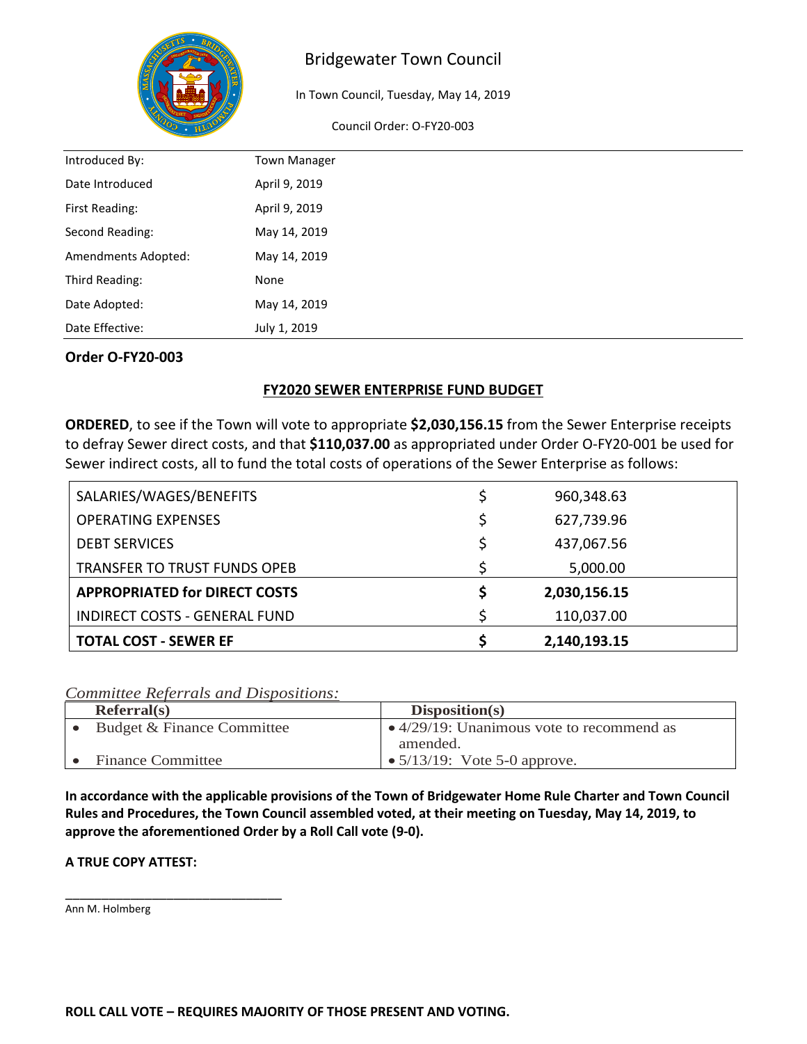# Bridgewater Town Council

In Town Council, Tuesday, May 14, 2019

Council Order: O-FY20-003

| | |
|---|---|
| Introduced By: | Town Manager |
| Date Introduced | April 9, 2019 |
| First Reading: | April 9, 2019 |
| Second Reading: | May 14, 2019 |
| Amendments Adopted: | May 14, 2019 |
| Third Reading: | None |
| Date Adopted: | May 14, 2019 |
| Date Effective: | July 1, 2019 |

**Order O-FY20-003**

## FY2020 SEWER ENTERPRISE FUND BUDGET

**ORDERED**, to see if the Town will vote to appropriate **$2,030,156.15** from the Sewer Enterprise receipts to defray Sewer direct costs, and that **$110,037.00** as appropriated under Order O-FY20-001 be used for Sewer indirect costs, all to fund the total costs of operations of the Sewer Enterprise as follows:

| | | |
|---|---|---|
| SALARIES/WAGES/BENEFITS | $ | 960,348.63 |
| OPERATING EXPENSES | $ | 627,739.96 |
| DEBT SERVICES | $ | 437,067.56 |
| TRANSFER TO TRUST FUNDS OPEB | $ | 5,000.00 |
| **APPROPRIATED for DIRECT COSTS** | **$** | **2,030,156.15** |
| INDIRECT COSTS - GENERAL FUND | $ | 110,037.00 |
| **TOTAL COST - SEWER EF** | **$** | **2,140,193.15** |

*Committee Referrals and Dispositions:*

| Referral(s) | Disposition(s) |
|---|---|
| • Budget & Finance Committee | • 4/29/19: Unanimous vote to recommend as amended. |
| • Finance Committee | • 5/13/19: Vote 5-0 approve. |

**In accordance with the applicable provisions of the Town of Bridgewater Home Rule Charter and Town Council Rules and Procedures, the Town Council assembled voted, at their meeting on Tuesday, May 14, 2019, to approve the aforementioned Order by a Roll Call vote (9-0).**

**A TRUE COPY ATTEST:**

_______________________________

Ann M. Holmberg

**ROLL CALL VOTE – REQUIRES MAJORITY OF THOSE PRESENT AND VOTING.**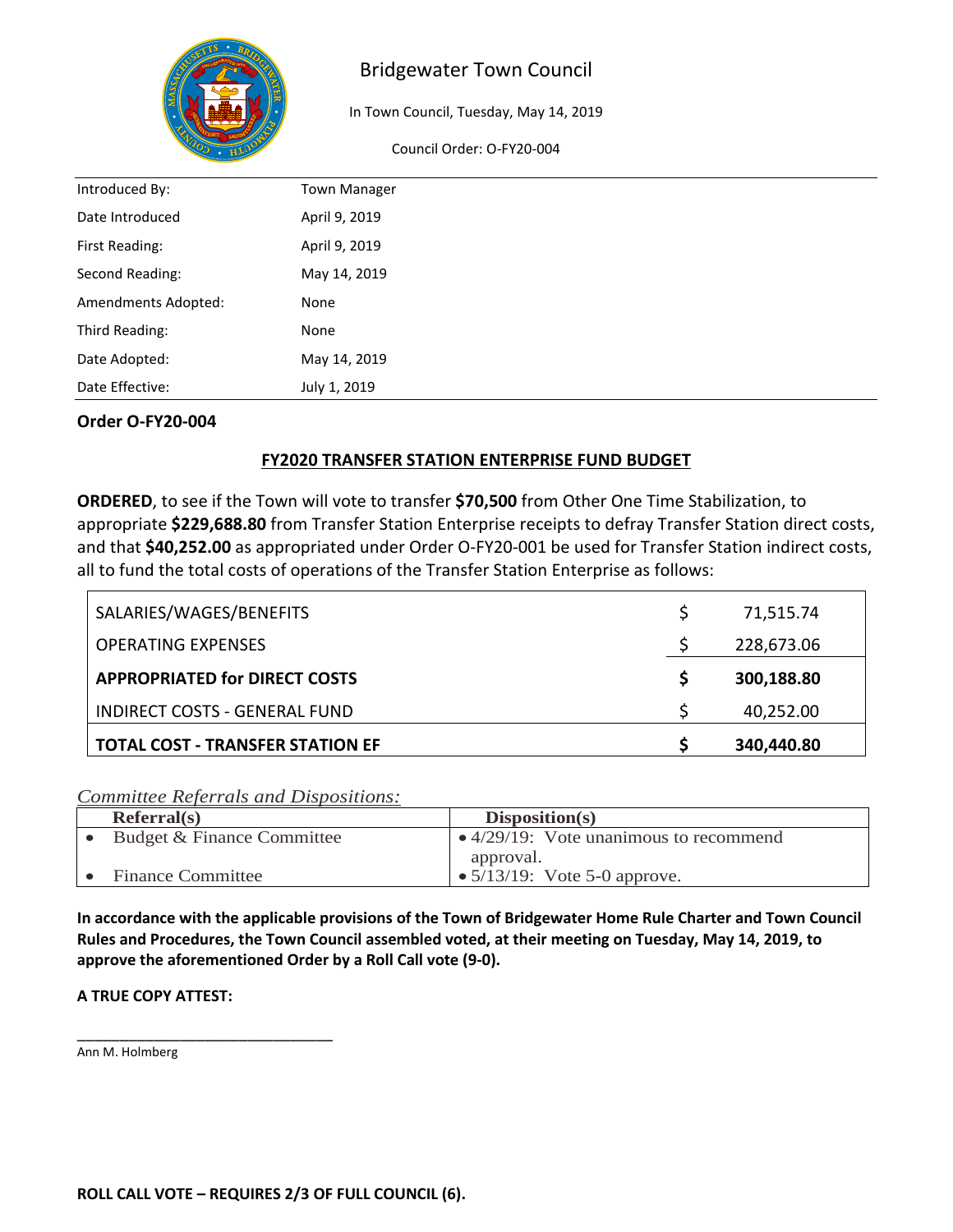# Bridgewater Town Council

In Town Council, Tuesday, May 14, 2019

Council Order: O-FY20-004

| | |
|---|---|
| Introduced By: | Town Manager |
| Date Introduced | April 9, 2019 |
| First Reading: | April 9, 2019 |
| Second Reading: | May 14, 2019 |
| Amendments Adopted: | None |
| Third Reading: | None |
| Date Adopted: | May 14, 2019 |
| Date Effective: | July 1, 2019 |

**Order O-FY20-004**

## FY2020 TRANSFER STATION ENTERPRISE FUND BUDGET

**ORDERED**, to see if the Town will vote to transfer **$70,500** from Other One Time Stabilization, to appropriate **$229,688.80** from Transfer Station Enterprise receipts to defray Transfer Station direct costs, and that **$40,252.00** as appropriated under Order O-FY20-001 be used for Transfer Station indirect costs, all to fund the total costs of operations of the Transfer Station Enterprise as follows:

| | | |
|---|---|---|
| SALARIES/WAGES/BENEFITS | $ | 71,515.74 |
| OPERATING EXPENSES | $ | 228,673.06 |
| **APPROPRIATED for DIRECT COSTS** | **$** | **300,188.80** |
| INDIRECT COSTS - GENERAL FUND | $ | 40,252.00 |
| **TOTAL COST - TRANSFER STATION EF** | **$** | **340,440.80** |

*Committee Referrals and Dispositions:*

| Referral(s) | Disposition(s) |
|---|---|
| • Budget & Finance Committee | • 4/29/19: Vote unanimous to recommend approval. |
| • Finance Committee | • 5/13/19: Vote 5-0 approve. |

**In accordance with the applicable provisions of the Town of Bridgewater Home Rule Charter and Town Council Rules and Procedures, the Town Council assembled voted, at their meeting on Tuesday, May 14, 2019, to approve the aforementioned Order by a Roll Call vote (9-0).**

**A TRUE COPY ATTEST:**

_______________________________

Ann M. Holmberg

**ROLL CALL VOTE – REQUIRES 2/3 OF FULL COUNCIL (6).**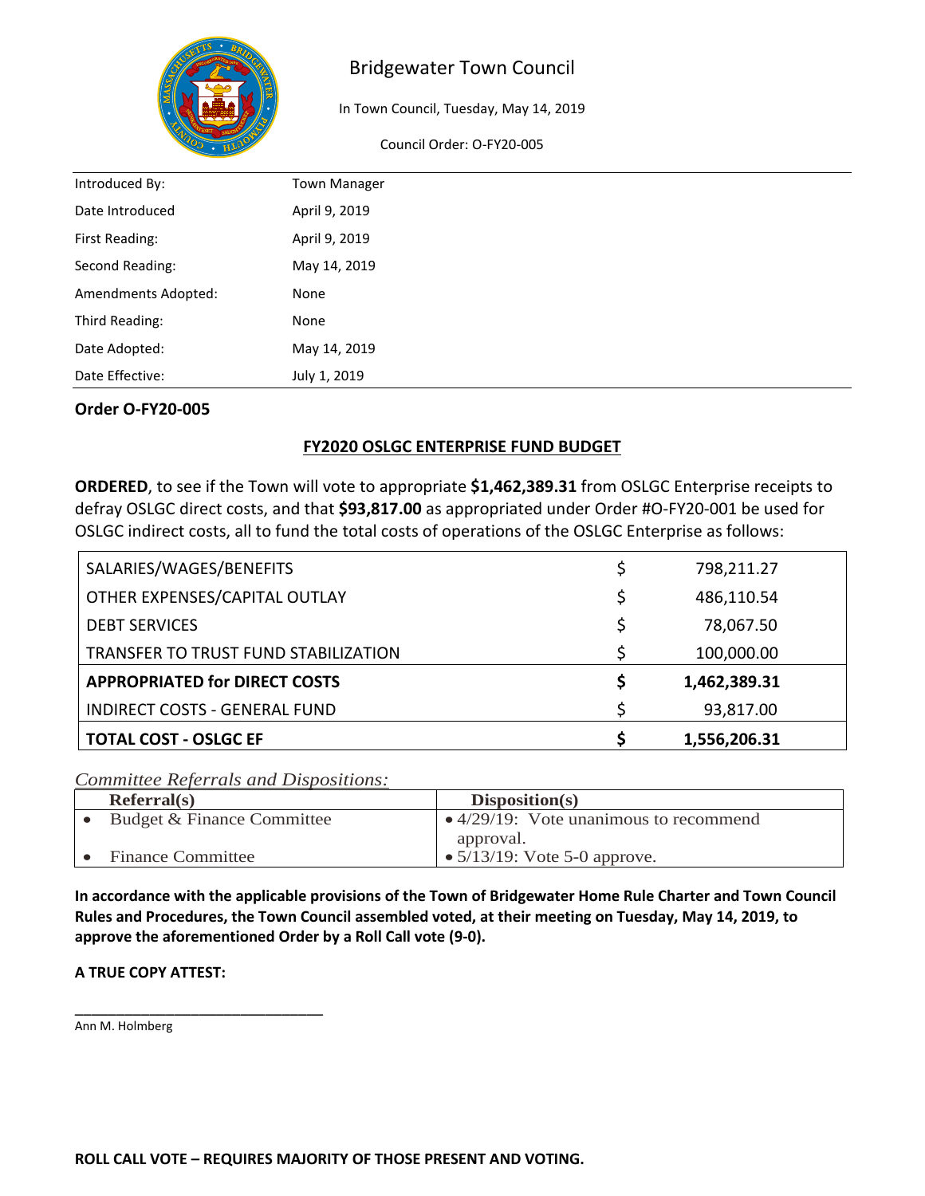# Bridgewater Town Council

In Town Council, Tuesday, May 14, 2019

Council Order: O-FY20-005

| | |
|---|---|
| Introduced By: | Town Manager |
| Date Introduced | April 9, 2019 |
| First Reading: | April 9, 2019 |
| Second Reading: | May 14, 2019 |
| Amendments Adopted: | None |
| Third Reading: | None |
| Date Adopted: | May 14, 2019 |
| Date Effective: | July 1, 2019 |

**Order O-FY20-005**

## FY2020 OSLGC ENTERPRISE FUND BUDGET

**ORDERED**, to see if the Town will vote to appropriate **$1,462,389.31** from OSLGC Enterprise receipts to defray OSLGC direct costs, and that **$93,817.00** as appropriated under Order #O-FY20-001 be used for OSLGC indirect costs, all to fund the total costs of operations of the OSLGC Enterprise as follows:

| | | |
|---|---|---|
| SALARIES/WAGES/BENEFITS | $ | 798,211.27 |
| OTHER EXPENSES/CAPITAL OUTLAY | $ | 486,110.54 |
| DEBT SERVICES | $ | 78,067.50 |
| TRANSFER TO TRUST FUND STABILIZATION | $ | 100,000.00 |
| **APPROPRIATED for DIRECT COSTS** | **$** | **1,462,389.31** |
| INDIRECT COSTS - GENERAL FUND | $ | 93,817.00 |
| **TOTAL COST - OSLGC EF** | **$** | **1,556,206.31** |

*Committee Referrals and Dispositions:*

| Referral(s) | Disposition(s) |
|---|---|
| • Budget & Finance Committee | • 4/29/19: Vote unanimous to recommend approval. |
| • Finance Committee | • 5/13/19: Vote 5-0 approve. |

**In accordance with the applicable provisions of the Town of Bridgewater Home Rule Charter and Town Council Rules and Procedures, the Town Council assembled voted, at their meeting on Tuesday, May 14, 2019, to approve the aforementioned Order by a Roll Call vote (9-0).**

**A TRUE COPY ATTEST:**

______________________________

Ann M. Holmberg

**ROLL CALL VOTE – REQUIRES MAJORITY OF THOSE PRESENT AND VOTING.**